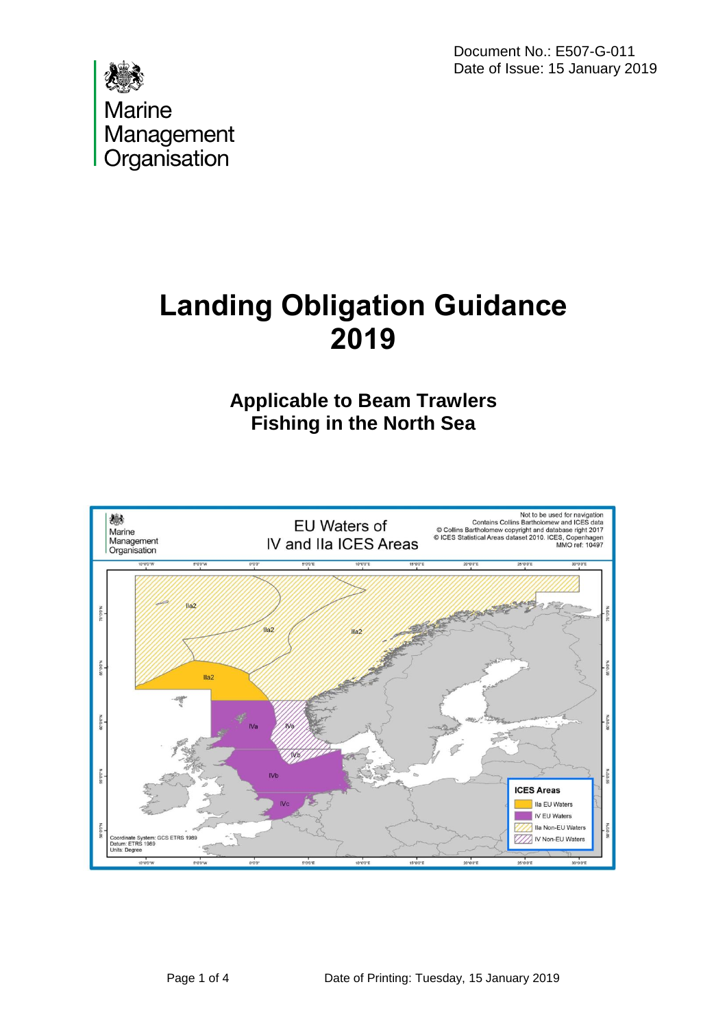Document No.: E507-G-011
Date of Issue: 15 January 2019

Marine Management Organisation

# Landing Obligation Guidance 2019

## Applicable to Beam Trawlers Fishing in the North Sea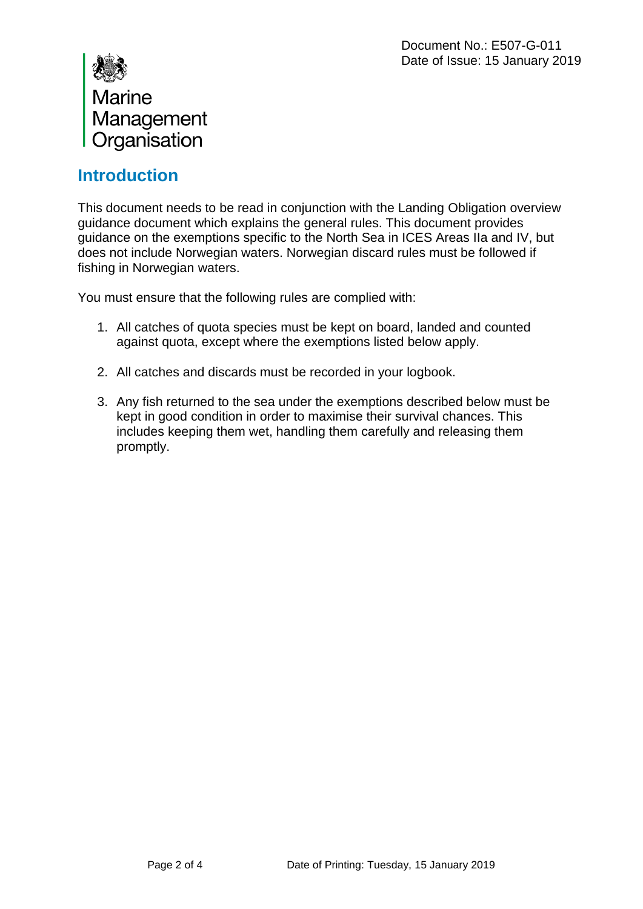## Introduction

This document needs to be read in conjunction with the Landing Obligation overview guidance document which explains the general rules. This document provides guidance on the exemptions specific to the North Sea in ICES Areas IIa and IV, but does not include Norwegian waters. Norwegian discard rules must be followed if fishing in Norwegian waters.

You must ensure that the following rules are complied with:

1. All catches of quota species must be kept on board, landed and counted against quota, except where the exemptions listed below apply.

2. All catches and discards must be recorded in your logbook.

3. Any fish returned to the sea under the exemptions described below must be kept in good condition in order to maximise their survival chances. This includes keeping them wet, handling them carefully and releasing them promptly.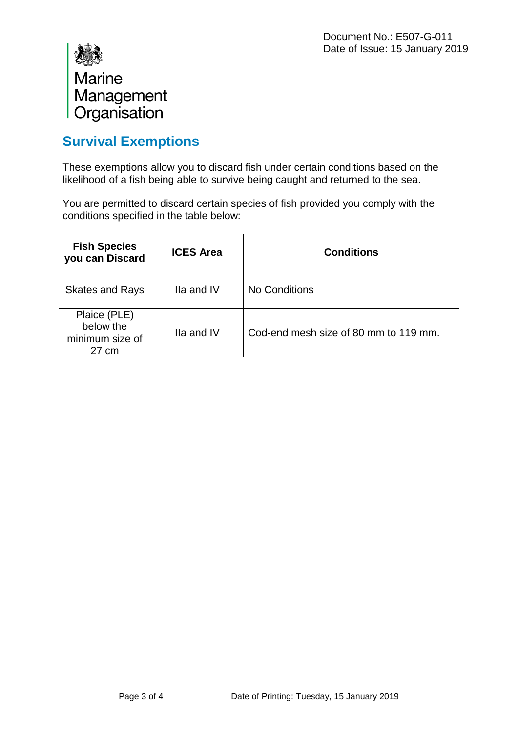Document No.: E507-G-011
Date of Issue: 15 January 2019

Marine Management Organisation

## Survival Exemptions

These exemptions allow you to discard fish under certain conditions based on the likelihood of a fish being able to survive being caught and returned to the sea.

You are permitted to discard certain species of fish provided you comply with the conditions specified in the table below:

| Fish Species you can Discard | ICES Area | Conditions |
|---|---|---|
| Skates and Rays | IIa and IV | No Conditions |
| Plaice (PLE) below the minimum size of 27 cm | IIa and IV | Cod-end mesh size of 80 mm to 119 mm. |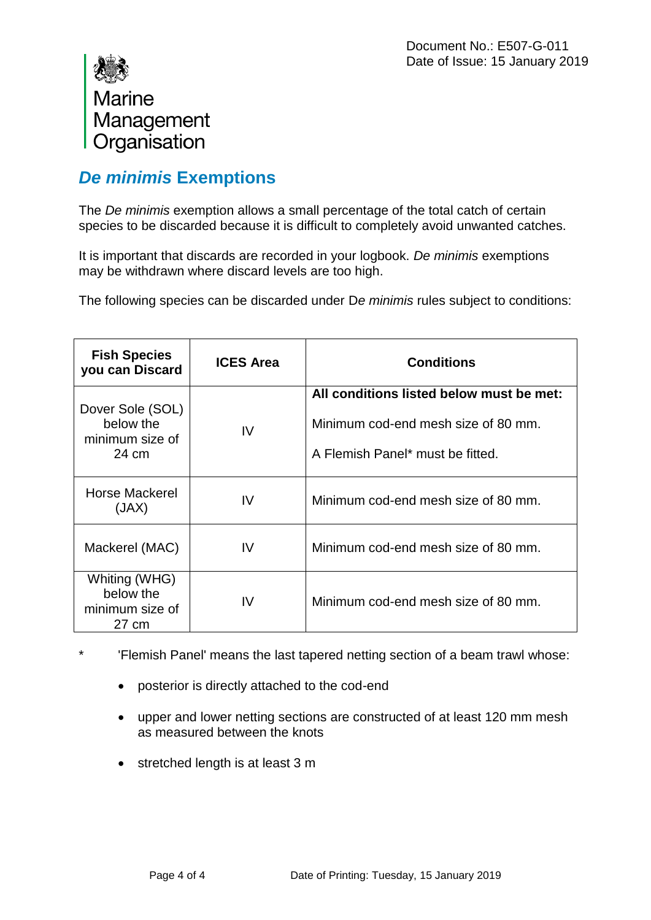Document No.: E507-G-011
Date of Issue: 15 January 2019

Marine Management Organisation

## *De minimis* Exemptions

The *De minimis* exemption allows a small percentage of the total catch of certain species to be discarded because it is difficult to completely avoid unwanted catches.

It is important that discards are recorded in your logbook. *De minimis* exemptions may be withdrawn where discard levels are too high.

The following species can be discarded under D*e minimis* rules subject to conditions:

| Fish Species you can Discard | ICES Area | Conditions |
|---|---|---|
| Dover Sole (SOL) below the minimum size of 24 cm | IV | **All conditions listed below must be met:**<br>Minimum cod-end mesh size of 80 mm.<br>A Flemish Panel* must be fitted. |
| Horse Mackerel (JAX) | IV | Minimum cod-end mesh size of 80 mm. |
| Mackerel (MAC) | IV | Minimum cod-end mesh size of 80 mm. |
| Whiting (WHG) below the minimum size of 27 cm | IV | Minimum cod-end mesh size of 80 mm. |

\* 'Flemish Panel' means the last tapered netting section of a beam trawl whose:

- posterior is directly attached to the cod-end
- upper and lower netting sections are constructed of at least 120 mm mesh as measured between the knots
- stretched length is at least 3 m